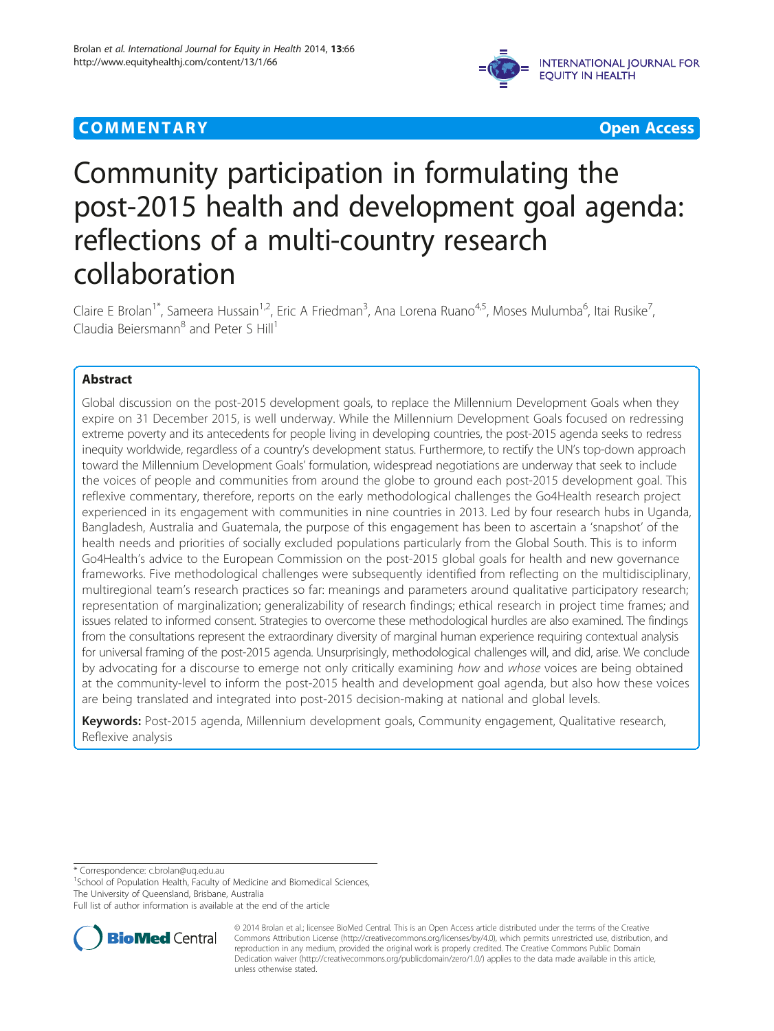**COMMENTARY** **Open Access**

# Community participation in formulating the post-2015 health and development goal agenda: reflections of a multi-country research collaboration

Claire E Brolan[1*], Sameera Hussain[1,2], Eric A Friedman[3], Ana Lorena Ruano[4,5], Moses Mulumba[6], Itai Rusike[7], Claudia Beiersmann[8] and Peter S Hill[1]

## Abstract

Global discussion on the post-2015 development goals, to replace the Millennium Development Goals when they expire on 31 December 2015, is well underway. While the Millennium Development Goals focused on redressing extreme poverty and its antecedents for people living in developing countries, the post-2015 agenda seeks to redress inequity worldwide, regardless of a country's development status. Furthermore, to rectify the UN's top-down approach toward the Millennium Development Goals' formulation, widespread negotiations are underway that seek to include the voices of people and communities from around the globe to ground each post-2015 development goal. This reflexive commentary, therefore, reports on the early methodological challenges the Go4Health research project experienced in its engagement with communities in nine countries in 2013. Led by four research hubs in Uganda, Bangladesh, Australia and Guatemala, the purpose of this engagement has been to ascertain a 'snapshot' of the health needs and priorities of socially excluded populations particularly from the Global South. This is to inform Go4Health's advice to the European Commission on the post-2015 global goals for health and new governance frameworks. Five methodological challenges were subsequently identified from reflecting on the multidisciplinary, multiregional team's research practices so far: meanings and parameters around qualitative participatory research; representation of marginalization; generalizability of research findings; ethical research in project time frames; and issues related to informed consent. Strategies to overcome these methodological hurdles are also examined. The findings from the consultations represent the extraordinary diversity of marginal human experience requiring contextual analysis for universal framing of the post-2015 agenda. Unsurprisingly, methodological challenges will, and did, arise. We conclude by advocating for a discourse to emerge not only critically examining *how* and *whose* voices are being obtained at the community-level to inform the post-2015 health and development goal agenda, but also how these voices are being translated and integrated into post-2015 decision-making at national and global levels.

**Keywords:** Post-2015 agenda, Millennium development goals, Community engagement, Qualitative research, Reflexive analysis

\* Correspondence: c.brolan@uq.edu.au
[1]School of Population Health, Faculty of Medicine and Biomedical Sciences, The University of Queensland, Brisbane, Australia
Full list of author information is available at the end of the article

© 2014 Brolan et al.; licensee BioMed Central. This is an Open Access article distributed under the terms of the Creative Commons Attribution License (http://creativecommons.org/licenses/by/4.0), which permits unrestricted use, distribution, and reproduction in any medium, provided the original work is properly credited. The Creative Commons Public Domain Dedication waiver (http://creativecommons.org/publicdomain/zero/1.0/) applies to the data made available in this article, unless otherwise stated.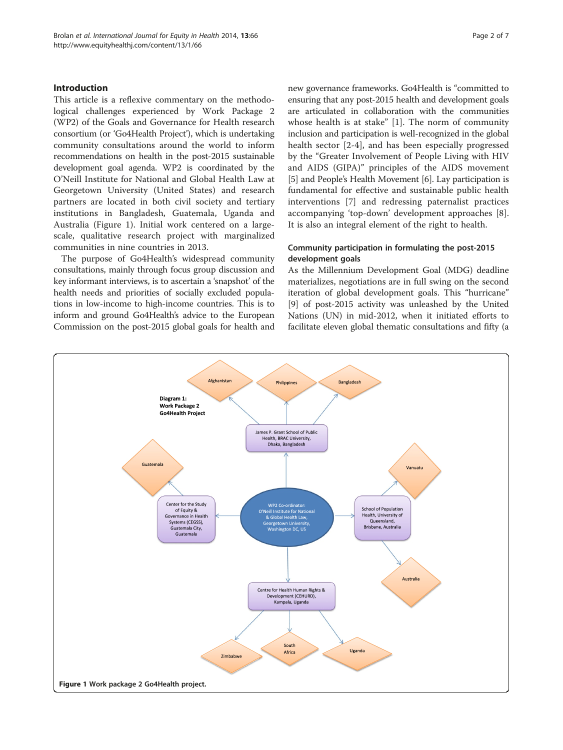## Introduction

This article is a reflexive commentary on the methodological challenges experienced by Work Package 2 (WP2) of the Goals and Governance for Health research consortium (or 'Go4Health Project'), which is undertaking community consultations around the world to inform recommendations on health in the post-2015 sustainable development goal agenda. WP2 is coordinated by the O'Neill Institute for National and Global Health Law at Georgetown University (United States) and research partners are located in both civil society and tertiary institutions in Bangladesh, Guatemala, Uganda and Australia (Figure 1). Initial work centered on a large-scale, qualitative research project with marginalized communities in nine countries in 2013.

The purpose of Go4Health's widespread community consultations, mainly through focus group discussion and key informant interviews, is to ascertain a 'snapshot' of the health needs and priorities of socially excluded populations in low-income to high-income countries. This is to inform and ground Go4Health's advice to the European Commission on the post-2015 global goals for health and new governance frameworks. Go4Health is "committed to ensuring that any post-2015 health and development goals are articulated in collaboration with the communities whose health is at stake" [1]. The norm of community inclusion and participation is well-recognized in the global health sector [2-4], and has been especially progressed by the "Greater Involvement of People Living with HIV and AIDS (GIPA)" principles of the AIDS movement [5] and People's Health Movement [6]. Lay participation is fundamental for effective and sustainable public health interventions [7] and redressing paternalist practices accompanying 'top-down' development approaches [8]. It is also an integral element of the right to health.

### Community participation in formulating the post-2015 development goals

As the Millennium Development Goal (MDG) deadline materializes, negotiations are in full swing on the second iteration of global development goals. This "hurricane" [9] of post-2015 activity was unleashed by the United Nations (UN) in mid-2012, when it initiated efforts to facilitate eleven global thematic consultations and fifty (a

**Figure 1** Work package 2 Go4Health project.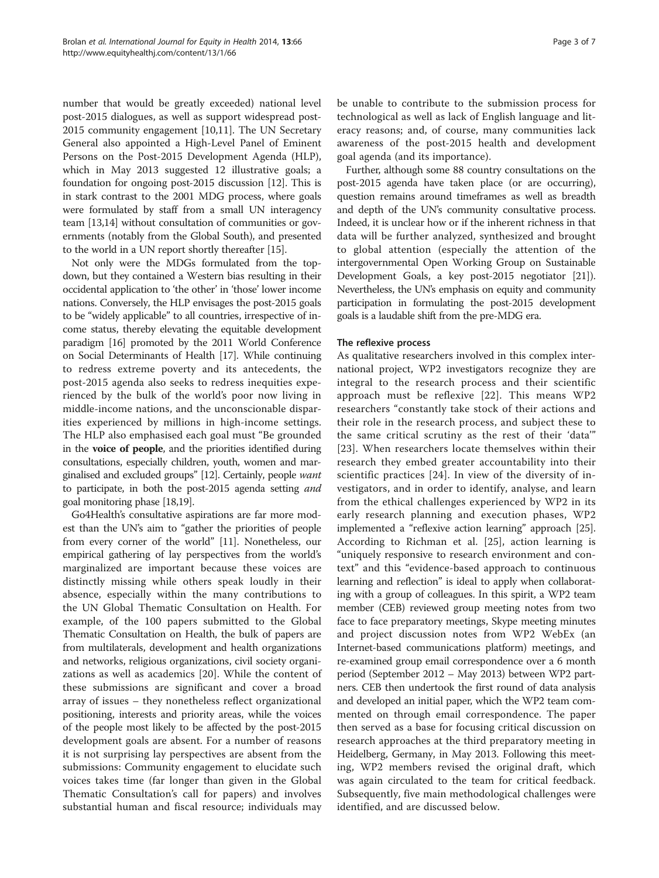number that would be greatly exceeded) national level post-2015 dialogues, as well as support widespread post-2015 community engagement [10,11]. The UN Secretary General also appointed a High-Level Panel of Eminent Persons on the Post-2015 Development Agenda (HLP), which in May 2013 suggested 12 illustrative goals; a foundation for ongoing post-2015 discussion [12]. This is in stark contrast to the 2001 MDG process, where goals were formulated by staff from a small UN interagency team [13,14] without consultation of communities or governments (notably from the Global South), and presented to the world in a UN report shortly thereafter [15].

Not only were the MDGs formulated from the top-down, but they contained a Western bias resulting in their occidental application to 'the other' in 'those' lower income nations. Conversely, the HLP envisages the post-2015 goals to be "widely applicable" to all countries, irrespective of income status, thereby elevating the equitable development paradigm [16] promoted by the 2011 World Conference on Social Determinants of Health [17]. While continuing to redress extreme poverty and its antecedents, the post-2015 agenda also seeks to redress inequities experienced by the bulk of the world's poor now living in middle-income nations, and the unconscionable disparities experienced by millions in high-income settings. The HLP also emphasised each goal must "Be grounded in the **voice of people**, and the priorities identified during consultations, especially children, youth, women and marginalised and excluded groups" [12]. Certainly, people *want* to participate, in both the post-2015 agenda setting *and* goal monitoring phase [18,19].

Go4Health's consultative aspirations are far more modest than the UN's aim to "gather the priorities of people from every corner of the world" [11]. Nonetheless, our empirical gathering of lay perspectives from the world's marginalized are important because these voices are distinctly missing while others speak loudly in their absence, especially within the many contributions to the UN Global Thematic Consultation on Health. For example, of the 100 papers submitted to the Global Thematic Consultation on Health, the bulk of papers are from multilaterals, development and health organizations and networks, religious organizations, civil society organizations as well as academics [20]. While the content of these submissions are significant and cover a broad array of issues – they nonetheless reflect organizational positioning, interests and priority areas, while the voices of the people most likely to be affected by the post-2015 development goals are absent. For a number of reasons it is not surprising lay perspectives are absent from the submissions: Community engagement to elucidate such voices takes time (far longer than given in the Global Thematic Consultation's call for papers) and involves substantial human and fiscal resource; individuals may be unable to contribute to the submission process for technological as well as lack of English language and literacy reasons; and, of course, many communities lack awareness of the post-2015 health and development goal agenda (and its importance).

Further, although some 88 country consultations on the post-2015 agenda have taken place (or are occurring), question remains around timeframes as well as breadth and depth of the UN's community consultative process. Indeed, it is unclear how or if the inherent richness in that data will be further analyzed, synthesized and brought to global attention (especially the attention of the intergovernmental Open Working Group on Sustainable Development Goals, a key post-2015 negotiator [21]). Nevertheless, the UN's emphasis on equity and community participation in formulating the post-2015 development goals is a laudable shift from the pre-MDG era.

## The reflexive process

As qualitative researchers involved in this complex international project, WP2 investigators recognize they are integral to the research process and their scientific approach must be reflexive [22]. This means WP2 researchers "constantly take stock of their actions and their role in the research process, and subject these to the same critical scrutiny as the rest of their 'data'" [23]. When researchers locate themselves within their research they embed greater accountability into their scientific practices [24]. In view of the diversity of investigators, and in order to identify, analyse, and learn from the ethical challenges experienced by WP2 in its early research planning and execution phases, WP2 implemented a "reflexive action learning" approach [25]. According to Richman et al. [25], action learning is "uniquely responsive to research environment and context" and this "evidence-based approach to continuous learning and reflection" is ideal to apply when collaborating with a group of colleagues. In this spirit, a WP2 team member (CEB) reviewed group meeting notes from two face to face preparatory meetings, Skype meeting minutes and project discussion notes from WP2 WebEx (an Internet-based communications platform) meetings, and re-examined group email correspondence over a 6 month period (September 2012 – May 2013) between WP2 partners. CEB then undertook the first round of data analysis and developed an initial paper, which the WP2 team commented on through email correspondence. The paper then served as a base for focusing critical discussion on research approaches at the third preparatory meeting in Heidelberg, Germany, in May 2013. Following this meeting, WP2 members revised the original draft, which was again circulated to the team for critical feedback. Subsequently, five main methodological challenges were identified, and are discussed below.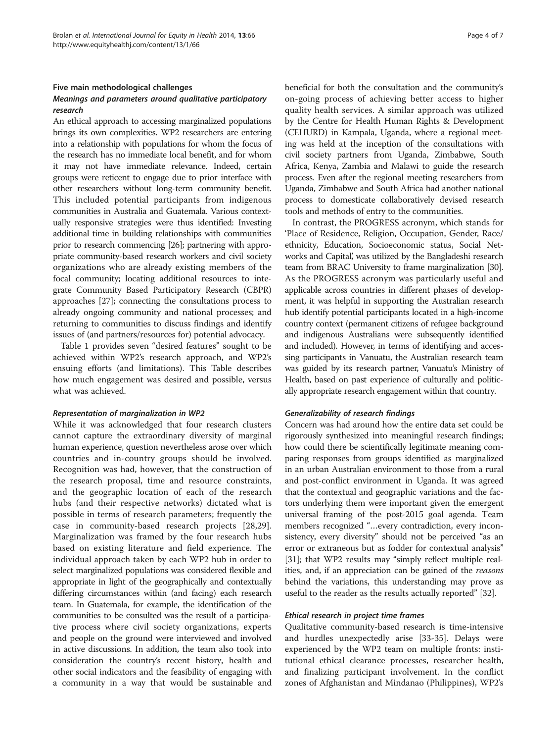## Five main methodological challenges

### *Meanings and parameters around qualitative participatory research*

An ethical approach to accessing marginalized populations brings its own complexities. WP2 researchers are entering into a relationship with populations for whom the focus of the research has no immediate local benefit, and for whom it may not have immediate relevance. Indeed, certain groups were reticent to engage due to prior interface with other researchers without long-term community benefit. This included potential participants from indigenous communities in Australia and Guatemala. Various contextually responsive strategies were thus identified: Investing additional time in building relationships with communities prior to research commencing [26]; partnering with appropriate community-based research workers and civil society organizations who are already existing members of the focal community; locating additional resources to integrate Community Based Participatory Research (CBPR) approaches [27]; connecting the consultations process to already ongoing community and national processes; and returning to communities to discuss findings and identify issues of (and partners/resources for) potential advocacy.

Table 1 provides seven "desired features" sought to be achieved within WP2's research approach, and WP2's ensuing efforts (and limitations). This Table describes how much engagement was desired and possible, versus what was achieved.

#### *Representation of marginalization in WP2*

While it was acknowledged that four research clusters cannot capture the extraordinary diversity of marginal human experience, question nevertheless arose over which countries and in-country groups should be involved. Recognition was had, however, that the construction of the research proposal, time and resource constraints, and the geographic location of each of the research hubs (and their respective networks) dictated what is possible in terms of research parameters; frequently the case in community-based research projects [28,29]. Marginalization was framed by the four research hubs based on existing literature and field experience. The individual approach taken by each WP2 hub in order to select marginalized populations was considered flexible and appropriate in light of the geographically and contextually differing circumstances within (and facing) each research team. In Guatemala, for example, the identification of the communities to be consulted was the result of a participative process where civil society organizations, experts and people on the ground were interviewed and involved in active discussions. In addition, the team also took into consideration the country's recent history, health and other social indicators and the feasibility of engaging with a community in a way that would be sustainable and beneficial for both the consultation and the community's on-going process of achieving better access to higher quality health services. A similar approach was utilized by the Centre for Health Human Rights & Development (CEHURD) in Kampala, Uganda, where a regional meeting was held at the inception of the consultations with civil society partners from Uganda, Zimbabwe, South Africa, Kenya, Zambia and Malawi to guide the research process. Even after the regional meeting researchers from Uganda, Zimbabwe and South Africa had another national process to domesticate collaboratively devised research tools and methods of entry to the communities.

In contrast, the PROGRESS acronym, which stands for 'Place of Residence, Religion, Occupation, Gender, Race/ethnicity, Education, Socioeconomic status, Social Networks and Capital,' was utilized by the Bangladeshi research team from BRAC University to frame marginalization [30]. As the PROGRESS acronym was particularly useful and applicable across countries in different phases of development, it was helpful in supporting the Australian research hub identify potential participants located in a high-income country context (permanent citizens of refugee background and indigenous Australians were subsequently identified and included). However, in terms of identifying and accessing participants in Vanuatu, the Australian research team was guided by its research partner, Vanuatu's Ministry of Health, based on past experience of culturally and politically appropriate research engagement within that country.

#### *Generalizability of research findings*

Concern was had around how the entire data set could be rigorously synthesized into meaningful research findings; how could there be scientifically legitimate meaning comparing responses from groups identified as marginalized in an urban Australian environment to those from a rural and post-conflict environment in Uganda. It was agreed that the contextual and geographic variations and the factors underlying them were important given the emergent universal framing of the post-2015 goal agenda. Team members recognized "…every contradiction, every inconsistency, every diversity" should not be perceived "as an error or extraneous but as fodder for contextual analysis" [31]; that WP2 results may "simply reflect multiple realities, and, if an appreciation can be gained of the *reasons* behind the variations, this understanding may prove as useful to the reader as the results actually reported" [32].

#### *Ethical research in project time frames*

Qualitative community-based research is time-intensive and hurdles unexpectedly arise [33-35]. Delays were experienced by the WP2 team on multiple fronts: institutional ethical clearance processes, researcher health, and finalizing participant involvement. In the conflict zones of Afghanistan and Mindanao (Philippines), WP2's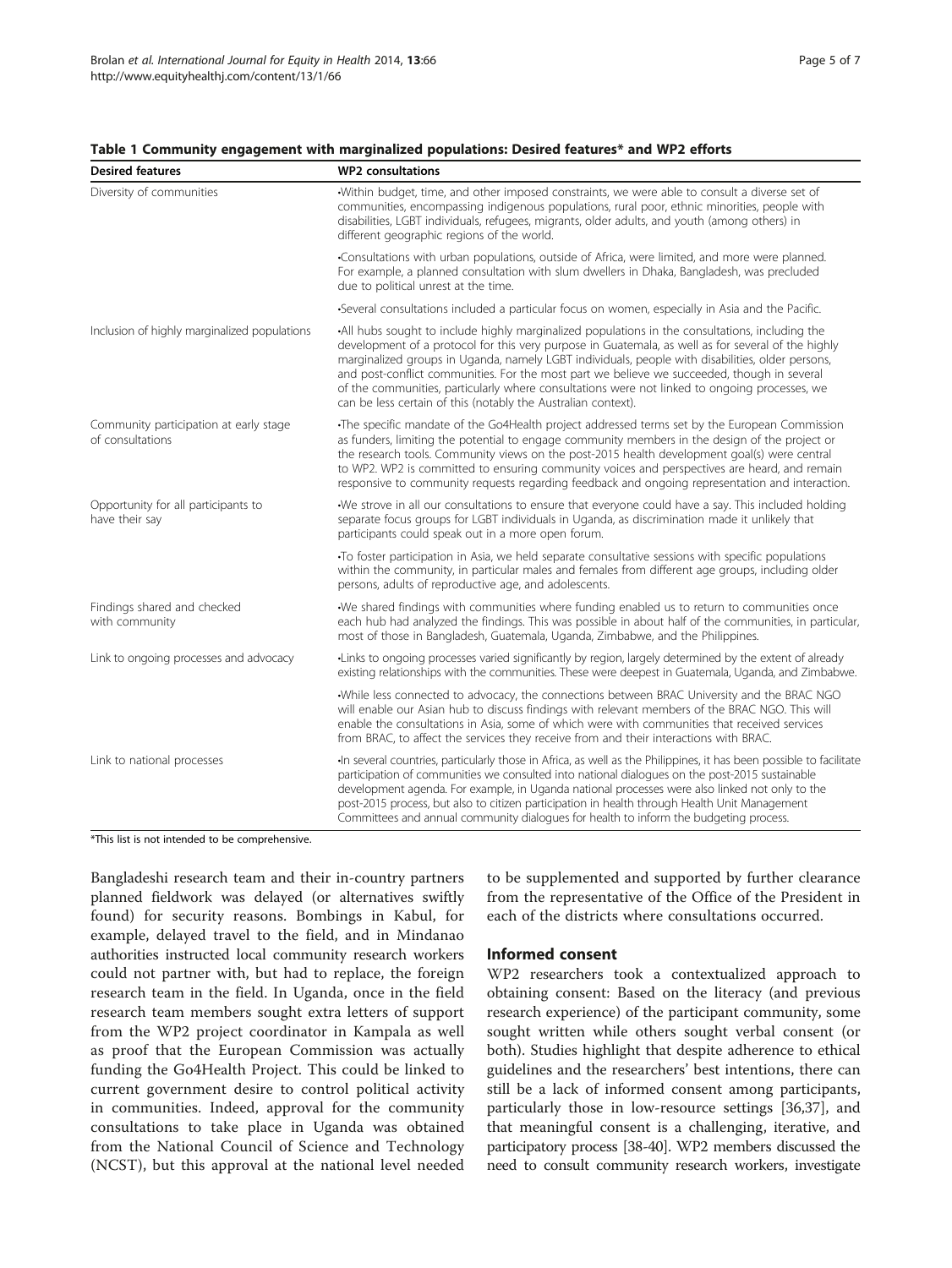**Table 1 Community engagement with marginalized populations: Desired features* and WP2 efforts**

| Desired features | WP2 consultations |
| --- | --- |
| Diversity of communities | •Within budget, time, and other imposed constraints, we were able to consult a diverse set of communities, encompassing indigenous populations, rural poor, ethnic minorities, people with disabilities, LGBT individuals, refugees, migrants, older adults, and youth (among others) in different geographic regions of the world. |
| | •Consultations with urban populations, outside of Africa, were limited, and more were planned. For example, a planned consultation with slum dwellers in Dhaka, Bangladesh, was precluded due to political unrest at the time. |
| | •Several consultations included a particular focus on women, especially in Asia and the Pacific. |
| Inclusion of highly marginalized populations | •All hubs sought to include highly marginalized populations in the consultations, including the development of a protocol for this very purpose in Guatemala, as well as for several of the highly marginalized groups in Uganda, namely LGBT individuals, people with disabilities, older persons, and post-conflict communities. For the most part we believe we succeeded, though in several of the communities, particularly where consultations were not linked to ongoing processes, we can be less certain of this (notably the Australian context). |
| Community participation at early stage of consultations | •The specific mandate of the Go4Health project addressed terms set by the European Commission as funders, limiting the potential to engage community members in the design of the project or the research tools. Community views on the post-2015 health development goal(s) were central to WP2. WP2 is committed to ensuring community voices and perspectives are heard, and remain responsive to community requests regarding feedback and ongoing representation and interaction. |
| Opportunity for all participants to have their say | •We strove in all our consultations to ensure that everyone could have a say. This included holding separate focus groups for LGBT individuals in Uganda, as discrimination made it unlikely that participants could speak out in a more open forum. |
| | •To foster participation in Asia, we held separate consultative sessions with specific populations within the community, in particular males and females from different age groups, including older persons, adults of reproductive age, and adolescents. |
| Findings shared and checked with community | •We shared findings with communities where funding enabled us to return to communities once each hub had analyzed the findings. This was possible in about half of the communities, in particular, most of those in Bangladesh, Guatemala, Uganda, Zimbabwe, and the Philippines. |
| Link to ongoing processes and advocacy | •Links to ongoing processes varied significantly by region, largely determined by the extent of already existing relationships with the communities. These were deepest in Guatemala, Uganda, and Zimbabwe. |
| | •While less connected to advocacy, the connections between BRAC University and the BRAC NGO will enable our Asian hub to discuss findings with relevant members of the BRAC NGO. This will enable the consultations in Asia, some of which were with communities that received services from BRAC, to affect the services they receive from and their interactions with BRAC. |
| Link to national processes | •In several countries, particularly those in Africa, as well as the Philippines, it has been possible to facilitate participation of communities we consulted into national dialogues on the post-2015 sustainable development agenda. For example, in Uganda national processes were also linked not only to the post-2015 process, but also to citizen participation in health through Health Unit Management Committees and annual community dialogues for health to inform the budgeting process. |

*This list is not intended to be comprehensive.

Bangladeshi research team and their in-country partners planned fieldwork was delayed (or alternatives swiftly found) for security reasons. Bombings in Kabul, for example, delayed travel to the field, and in Mindanao authorities instructed local community research workers could not partner with, but had to replace, the foreign research team in the field. In Uganda, once in the field research team members sought extra letters of support from the WP2 project coordinator in Kampala as well as proof that the European Commission was actually funding the Go4Health Project. This could be linked to current government desire to control political activity in communities. Indeed, approval for the community consultations to take place in Uganda was obtained from the National Council of Science and Technology (NCST), but this approval at the national level needed to be supplemented and supported by further clearance from the representative of the Office of the President in each of the districts where consultations occurred.

## Informed consent

WP2 researchers took a contextualized approach to obtaining consent: Based on the literacy (and previous research experience) of the participant community, some sought written while others sought verbal consent (or both). Studies highlight that despite adherence to ethical guidelines and the researchers' best intentions, there can still be a lack of informed consent among participants, particularly those in low-resource settings [36,37], and that meaningful consent is a challenging, iterative, and participatory process [38-40]. WP2 members discussed the need to consult community research workers, investigate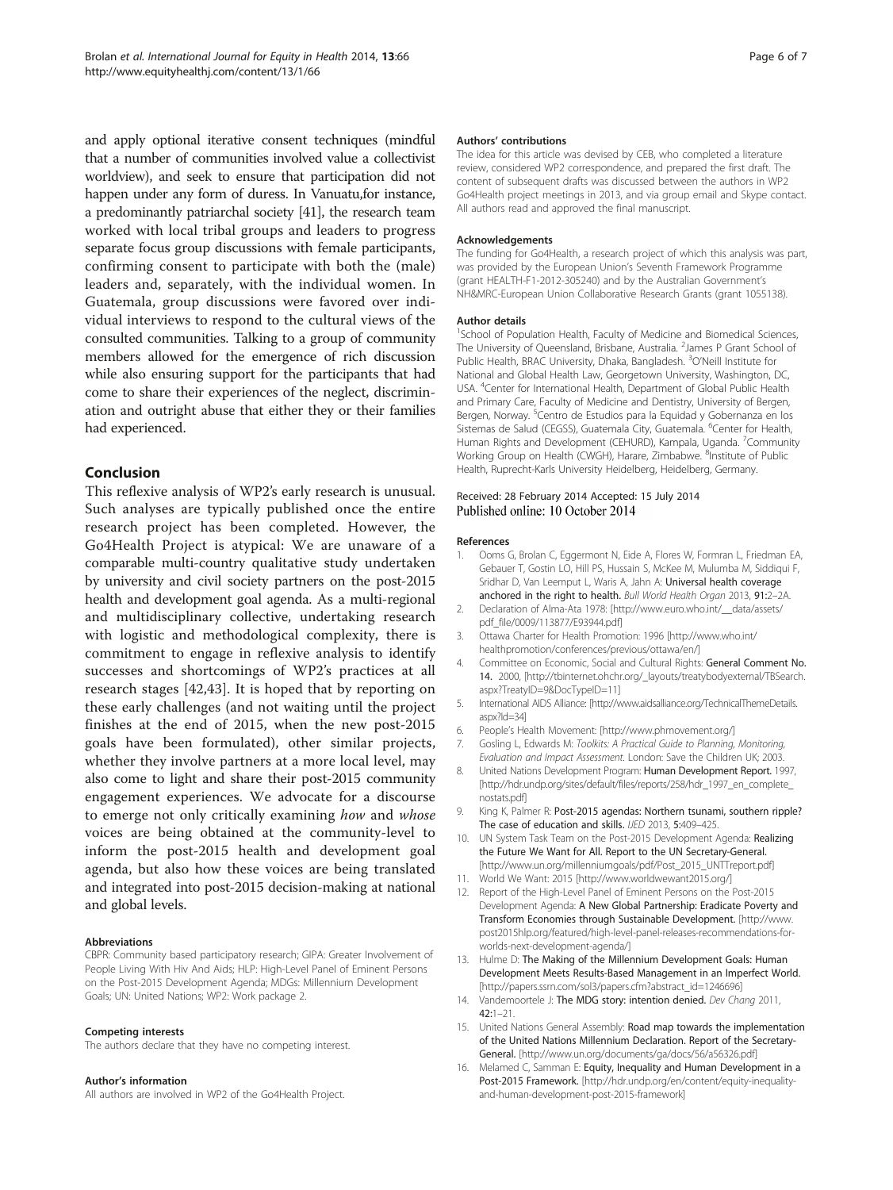and apply optional iterative consent techniques (mindful that a number of communities involved value a collectivist worldview), and seek to ensure that participation did not happen under any form of duress. In Vanuatu,for instance, a predominantly patriarchal society [41], the research team worked with local tribal groups and leaders to progress separate focus group discussions with female participants, confirming consent to participate with both the (male) leaders and, separately, with the individual women. In Guatemala, group discussions were favored over individual interviews to respond to the cultural views of the consulted communities. Talking to a group of community members allowed for the emergence of rich discussion while also ensuring support for the participants that had come to share their experiences of the neglect, discrimination and outright abuse that either they or their families had experienced.

## Conclusion

This reflexive analysis of WP2's early research is unusual. Such analyses are typically published once the entire research project has been completed. However, the Go4Health Project is atypical: We are unaware of a comparable multi-country qualitative study undertaken by university and civil society partners on the post-2015 health and development goal agenda. As a multi-regional and multidisciplinary collective, undertaking research with logistic and methodological complexity, there is commitment to engage in reflexive analysis to identify successes and shortcomings of WP2's practices at all research stages [42,43]. It is hoped that by reporting on these early challenges (and not waiting until the project finishes at the end of 2015, when the new post-2015 goals have been formulated), other similar projects, whether they involve partners at a more local level, may also come to light and share their post-2015 community engagement experiences. We advocate for a discourse to emerge not only critically examining *how* and *whose* voices are being obtained at the community-level to inform the post-2015 health and development goal agenda, but also how these voices are being translated and integrated into post-2015 decision-making at national and global levels.

#### Abbreviations

CBPR: Community based participatory research; GIPA: Greater Involvement of People Living With Hiv And Aids; HLP: High-Level Panel of Eminent Persons on the Post-2015 Development Agenda; MDGs: Millennium Development Goals; UN: United Nations; WP2: Work package 2.

#### Competing interests

The authors declare that they have no competing interest.

#### Author's information

All authors are involved in WP2 of the Go4Health Project.

#### Authors' contributions

The idea for this article was devised by CEB, who completed a literature review, considered WP2 correspondence, and prepared the first draft. The content of subsequent drafts was discussed between the authors in WP2 Go4Health project meetings in 2013, and via group email and Skype contact. All authors read and approved the final manuscript.

#### Acknowledgements

The funding for Go4Health, a research project of which this analysis was part, was provided by the European Union's Seventh Framework Programme (grant HEALTH-F1-2012-305240) and by the Australian Government's NH&MRC-European Union Collaborative Research Grants (grant 1055138).

#### Author details

[1]School of Population Health, Faculty of Medicine and Biomedical Sciences, The University of Queensland, Brisbane, Australia. [2]James P Grant School of Public Health, BRAC University, Dhaka, Bangladesh. [3]O'Neill Institute for National and Global Health Law, Georgetown University, Washington, DC, USA. [4]Center for International Health, Department of Global Public Health and Primary Care, Faculty of Medicine and Dentistry, University of Bergen, Bergen, Norway. [5]Centro de Estudios para la Equidad y Gobernanza en los Sistemas de Salud (CEGSS), Guatemala City, Guatemala. [6]Center for Health, Human Rights and Development (CEHURD), Kampala, Uganda. [7]Community Working Group on Health (CWGH), Harare, Zimbabwe. [8]Institute of Public Health, Ruprecht-Karls University Heidelberg, Heidelberg, Germany.

Received: 28 February 2014 Accepted: 15 July 2014
Published online: 10 October 2014

#### References

1. Ooms G, Brolan C, Eggermont N, Eide A, Flores W, Forman L, Friedman EA, Gebauer T, Gostin LO, Hill PS, Hussain S, McKee M, Mulumba M, Siddiqui F, Sridhar D, Van Leemput L, Waris A, Jahn A: **Universal health coverage anchored in the right to health.** *Bull World Health Organ* 2013, **91:**2–2A.
2. Declaration of Alma-Ata 1978: [http://www.euro.who.int/__data/assets/pdf_file/0009/113877/E93944.pdf]
3. Ottawa Charter for Health Promotion: 1996 [http://www.who.int/healthpromotion/conferences/previous/ottawa/en/]
4. Committee on Economic, Social and Cultural Rights: **General Comment No. 14.** 2000, [http://tbinternet.ohchr.org/_layouts/treatybodyexternal/TBSearch.aspx?TreatyID=9&DocTypeID=11]
5. International AIDS Alliance: [http://www.aidsalliance.org/TechnicalThemeDetails.aspx?Id=34]
6. People's Health Movement: [http://www.phmovement.org/]
7. Gosling L, Edwards M: *Toolkits: A Practical Guide to Planning, Monitoring, Evaluation and Impact Assessment.* London: Save the Children UK; 2003.
8. United Nations Development Program: **Human Development Report.** 1997, [http://hdr.undp.org/sites/default/files/reports/258/hdr_1997_en_complete_nostats.pdf]
9. King K, Palmer R: **Post-2015 agendas: Northern tsunami, southern ripple? The case of education and skills.** *IJED* 2013, **5:**409–425.
10. UN System Task Team on the Post-2015 Development Agenda: **Realizing the Future We Want for All. Report to the UN Secretary-General.** [http://www.un.org/millenniumgoals/pdf/Post_2015_UNTTreport.pdf]
11. World We Want: 2015 [http://www.worldwewant2015.org/]
12. Report of the High-Level Panel of Eminent Persons on the Post-2015 Development Agenda: **A New Global Partnership: Eradicate Poverty and Transform Economies through Sustainable Development.** [http://www.post2015hlp.org/featured/high-level-panel-releases-recommendations-for-worlds-next-development-agenda/]
13. Hulme D: **The Making of the Millennium Development Goals: Human Development Meets Results-Based Management in an Imperfect World.** [http://papers.ssrn.com/sol3/papers.cfm?abstract_id=1246696]
14. Vandemoortele J: **The MDG story: intention denied.** *Dev Chang* 2011, **42:**1–21.
15. United Nations General Assembly: **Road map towards the implementation of the United Nations Millennium Declaration. Report of the Secretary-General.** [http://www.un.org/documents/ga/docs/56/a56326.pdf]
16. Melamed C, Samman E: **Equity, Inequality and Human Development in a Post-2015 Framework.** [http://hdr.undp.org/en/content/equity-inequality-and-human-development-post-2015-framework]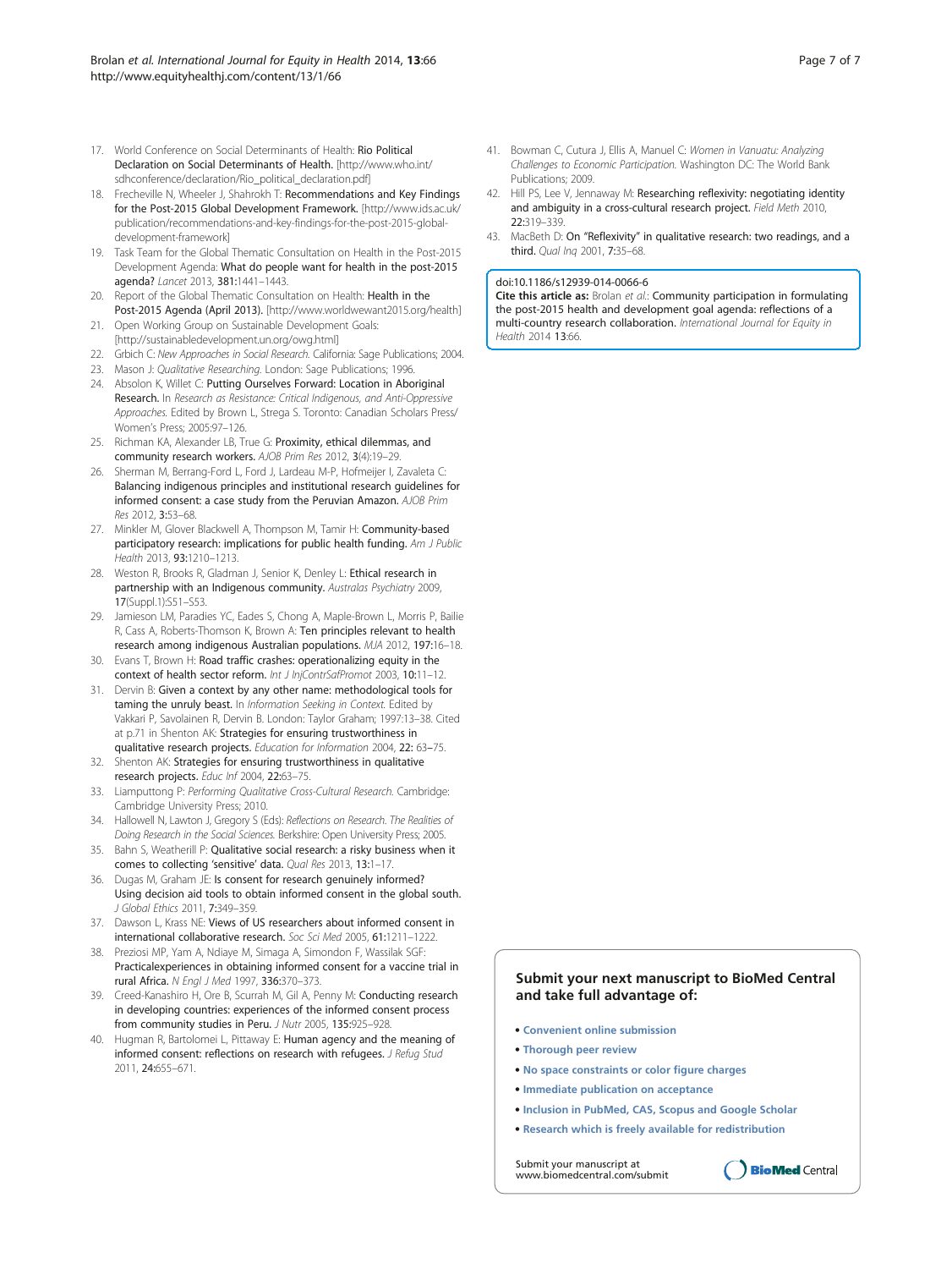17. World Conference on Social Determinants of Health: **Rio Political Declaration on Social Determinants of Health.** [http://www.who.int/sdhconference/declaration/Rio_political_declaration.pdf]
18. Frecheville N, Wheeler J, Shahrokh T: **Recommendations and Key Findings for the Post-2015 Global Development Framework.** [http://www.ids.ac.uk/publication/recommendations-and-key-findings-for-the-post-2015-global-development-framework]
19. Task Team for the Global Thematic Consultation on Health in the Post-2015 Development Agenda: **What do people want for health in the post-2015 agenda?** *Lancet* 2013, **381:**1441–1443.
20. Report of the Global Thematic Consultation on Health: **Health in the Post-2015 Agenda (April 2013).** [http://www.worldwewant2015.org/health]
21. Open Working Group on Sustainable Development Goals: [http://sustainabledevelopment.un.org/owg.html]
22. Grbich C: *New Approaches in Social Research.* California: Sage Publications; 2004.
23. Mason J: *Qualitative Researching.* London: Sage Publications; 1996.
24. Absolon K, Willet C: **Putting Ourselves Forward: Location in Aboriginal Research.** In *Research as Resistance: Critical Indigenous, and Anti-Oppressive Approaches.* Edited by Brown L, Strega S. Toronto: Canadian Scholars Press/Women's Press; 2005:97–126.
25. Richman KA, Alexander LB, True G: **Proximity, ethical dilemmas, and community research workers.** *AJOB Prim Res* 2012, **3**(4):19–29.
26. Sherman M, Berrang-Ford L, Ford J, Lardeau M-P, Hofmeijer I, Zavaleta C: **Balancing indigenous principles and institutional research guidelines for informed consent: a case study from the Peruvian Amazon.** *AJOB Prim Res* 2012, **3:**53–68.
27. Minkler M, Glover Blackwell A, Thompson M, Tamir H: **Community-based participatory research: implications for public health funding.** *Am J Public Health* 2013, **93:**1210–1213.
28. Weston R, Brooks R, Gladman J, Senior K, Denley L: **Ethical research in partnership with an Indigenous community.** *Australas Psychiatry* 2009, **17**(Suppl.1):S51–S53.
29. Jamieson LM, Paradies YC, Eades S, Chong A, Maple-Brown L, Morris P, Bailie R, Cass A, Roberts-Thomson K, Brown A: **Ten principles relevant to health research among indigenous Australian populations.** *MJA* 2012, **197:**16–18.
30. Evans T, Brown H: **Road traffic crashes: operationalizing equity in the context of health sector reform.** *Int J InjContrSafPromot* 2003, **10:**11–12.
31. Dervin B: **Given a context by any other name: methodological tools for taming the unruly beast.** In *Information Seeking in Context.* Edited by Vakkari P, Savolainen R, Dervin B. London: Taylor Graham; 1997:13–38. Cited at p.71 in Shenton AK: **Strategies for ensuring trustworthiness in qualitative research projects.** *Education for Information* 2004, **22:** 63–75.
32. Shenton AK: **Strategies for ensuring trustworthiness in qualitative research projects.** *Educ Inf* 2004, **22:**63–75.
33. Liamputtong P: *Performing Qualitative Cross-Cultural Research.* Cambridge: Cambridge University Press; 2010.
34. Hallowell N, Lawton J, Gregory S (Eds): *Reflections on Research. The Realities of Doing Research in the Social Sciences.* Berkshire: Open University Press; 2005.
35. Bahn S, Weatherill P: **Qualitative social research: a risky business when it comes to collecting 'sensitive' data.** *Qual Res* 2013, **13:**1–17.
36. Dugas M, Graham JE: **Is consent for research genuinely informed? Using decision aid tools to obtain informed consent in the global south.** *J Global Ethics* 2011, **7:**349–359.
37. Dawson L, Krass NE: **Views of US researchers about informed consent in international collaborative research.** *Soc Sci Med* 2005, **61:**1211–1222.
38. Preziosi MP, Yam A, Ndiaye M, Simaga A, Simondon F, Wassilak SGF: **Practicalexperiences in obtaining informed consent for a vaccine trial in rural Africa.** *N Engl J Med* 1997, **336:**370–373.
39. Creed-Kanashiro H, Ore B, Scurrah M, Gil A, Penny M: **Conducting research in developing countries: experiences of the informed consent process from community studies in Peru.** *J Nutr* 2005, 135:925–928.
40. Hugman R, Bartolomei L, Pittaway E: **Human agency and the meaning of informed consent: reflections on research with refugees.** *J Refug Stud* 2011, **24:**655–671.
41. Bowman C, Cutura J, Ellis A, Manuel C: *Women in Vanuatu: Analyzing Challenges to Economic Participation.* Washington DC: The World Bank Publications; 2009.
42. Hill PS, Lee V, Jennaway M: **Researching reflexivity: negotiating identity and ambiguity in a cross-cultural research project.** *Field Meth* 2010, **22:**319–339.
43. MacBeth D: **On "Reflexivity" in qualitative research: two readings, and a third.** *Qual Inq* 2001, **7:**35–68.

doi:10.1186/s12939-014-0066-6
**Cite this article as:** Brolan *et al.*: Community participation in formulating the post-2015 health and development goal agenda: reflections of a multi-country research collaboration. *International Journal for Equity in Health* 2014 **13**:66.

**Submit your next manuscript to BioMed Central and take full advantage of:**

- Convenient online submission
- Thorough peer review
- No space constraints or color figure charges
- Immediate publication on acceptance
- Inclusion in PubMed, CAS, Scopus and Google Scholar
- Research which is freely available for redistribution

Submit your manuscript at
www.biomedcentral.com/submit

BioMed Central